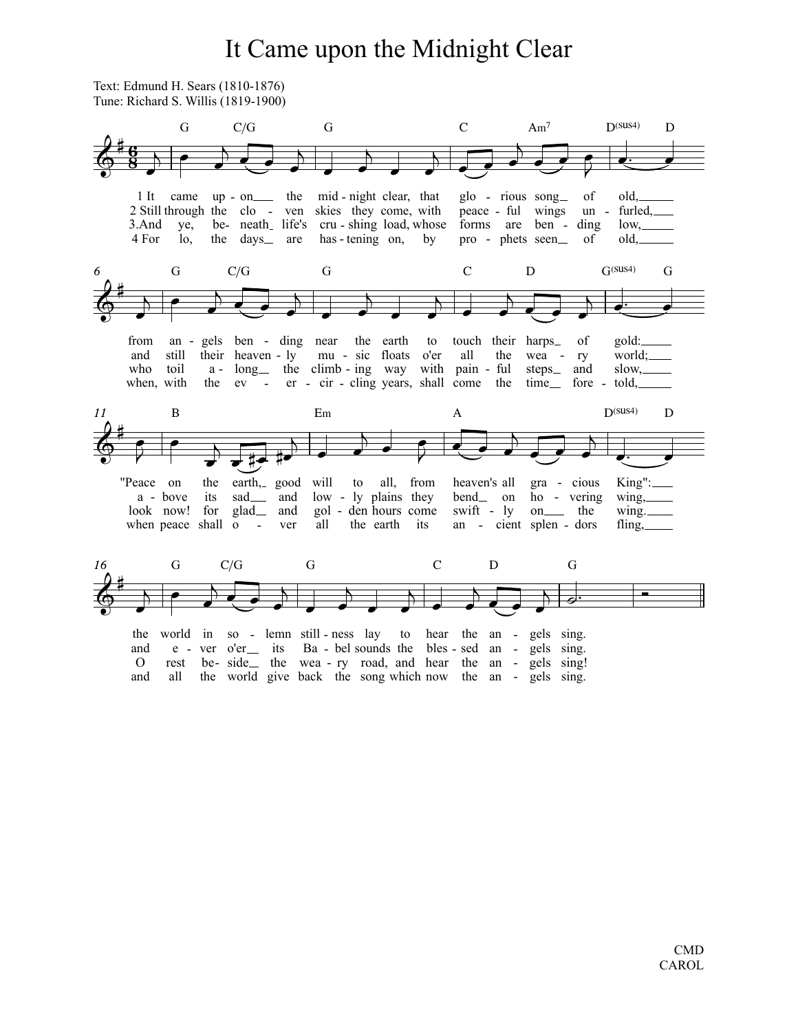# It Came upon the Midnight Clear

Text: Edmund H. Sears (1810-1876)
Tune: Richard S. Willis (1819-1900)

1 It came upon the midnight clear, that glorious song of old,
from angels bending near the earth to touch their harps of gold:
"Peace on the earth, good will to all, from heaven's all gracious King":
the world in solemn stillness lay to hear the angels sing.

2 Still through the cloven skies they come, with peaceful wings unfurled,
and still their heavenly music floats o'er all the weary world;
above its sad and lowly plains they bend on hovering wing,
and ever o'er its Babel sounds the blessed angels sing.

3.And ye, beneath life's crushing load, whose forms are bending low,
who toil along the climbing way with painful steps and slow,
look now! for glad and golden hours come swiftly on the wing.
O rest beside the weary road, and hear the angels sing!

4 For lo, the days are hastening on, by prophets seen of old,
when, with the ever-circling years, shall come the time foretold,
when peace shall over all the earth its ancient splendors fling,
and all the world give back the song which now the angels sing.

CMD
CAROL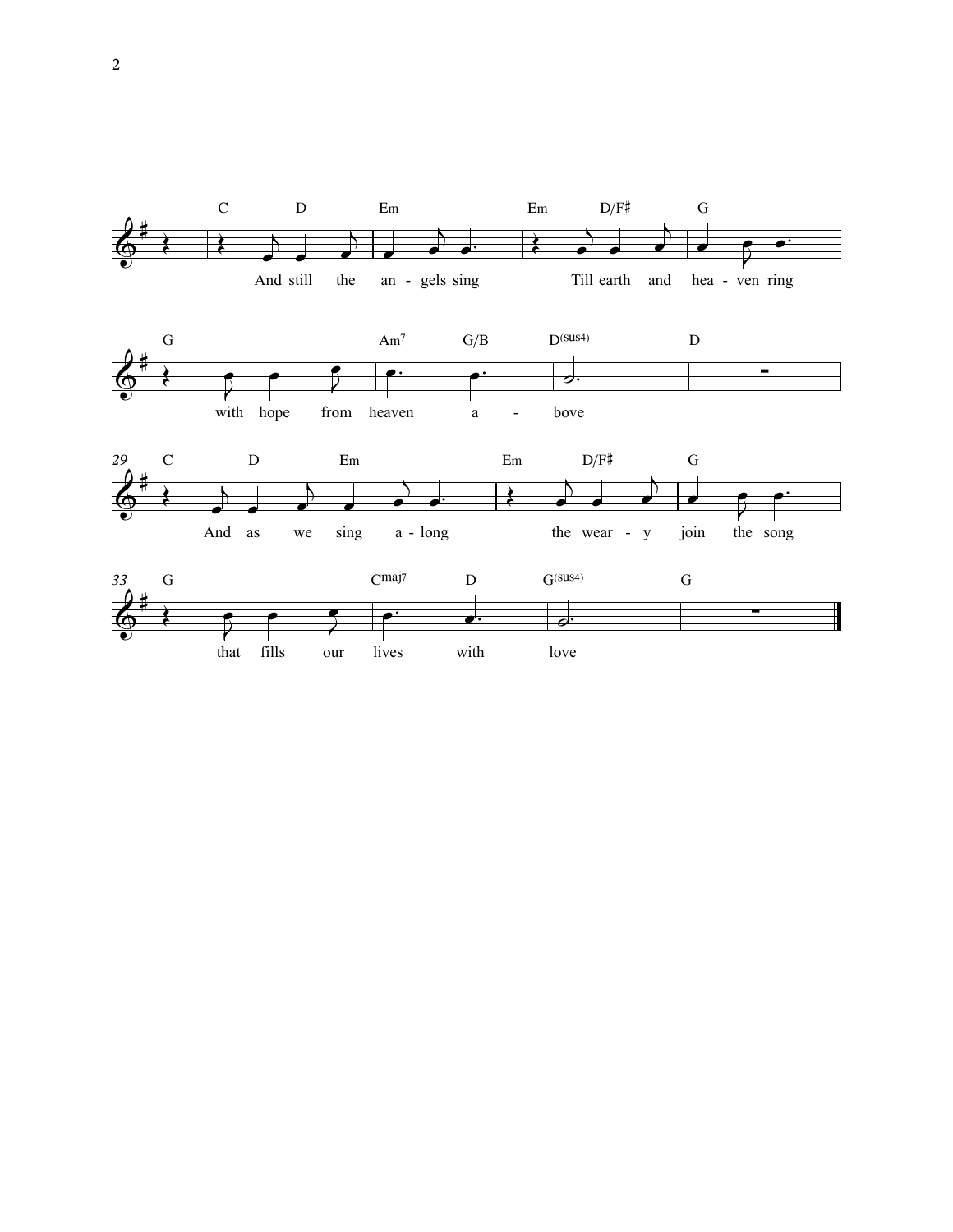C D Em Em D/F♯ G

And still the an - gels sing Till earth and hea - ven ring

G Am7 G/B D(sus4) D

with hope from heaven a - bove

29 C D Em Em D/F♯ G

And as we sing a - long the wear - y join the song

33 G Cmaj7 D G(sus4) G

that fills our lives with love